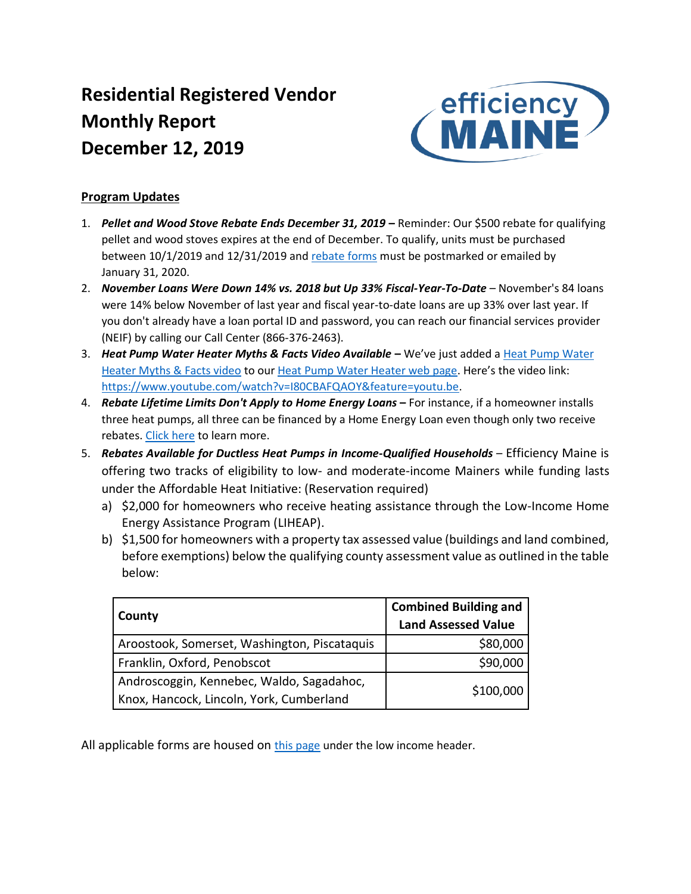# Residential Registered Vendor Monthly Report December 12, 2019

## Program Updates

1. ***Pellet and Wood Stove Rebate Ends December 31, 2019 –*** Reminder: Our $500 rebate for qualifying pellet and wood stoves expires at the end of December. To qualify, units must be purchased between 10/1/2019 and 12/31/2019 and rebate forms must be postmarked or emailed by January 31, 2020.
2. ***November Loans Were Down 14% vs. 2018 but Up 33% Fiscal-Year-To-Date*** – November's 84 loans were 14% below November of last year and fiscal year-to-date loans are up 33% over last year. If you don't already have a loan portal ID and password, you can reach our financial services provider (NEIF) by calling our Call Center (866-376-2463).
3. ***Heat Pump Water Heater Myths & Facts Video Available –*** We've just added a Heat Pump Water Heater Myths & Facts video to our Heat Pump Water Heater web page. Here's the video link: https://www.youtube.com/watch?v=I80CBAFQAOY&feature=youtu.be.
4. ***Rebate Lifetime Limits Don't Apply to Home Energy Loans –*** For instance, if a homeowner installs three heat pumps, all three can be financed by a Home Energy Loan even though only two receive rebates. Click here to learn more.
5. ***Rebates Available for Ductless Heat Pumps in Income-Qualified Households*** – Efficiency Maine is offering two tracks of eligibility to low- and moderate-income Mainers while funding lasts under the Affordable Heat Initiative: (Reservation required)
   a) $2,000 for homeowners who receive heating assistance through the Low-Income Home Energy Assistance Program (LIHEAP).
   b) $1,500 for homeowners with a property tax assessed value (buildings and land combined, before exemptions) below the qualifying county assessment value as outlined in the table below:

| County | Combined Building and Land Assessed Value |
|---|---:|
| Aroostook, Somerset, Washington, Piscataquis | $80,000 |
| Franklin, Oxford, Penobscot | $90,000 |
| Androscoggin, Kennebec, Waldo, Sagadahoc, Knox, Hancock, Lincoln, York, Cumberland | $100,000 |

All applicable forms are housed on this page under the low income header.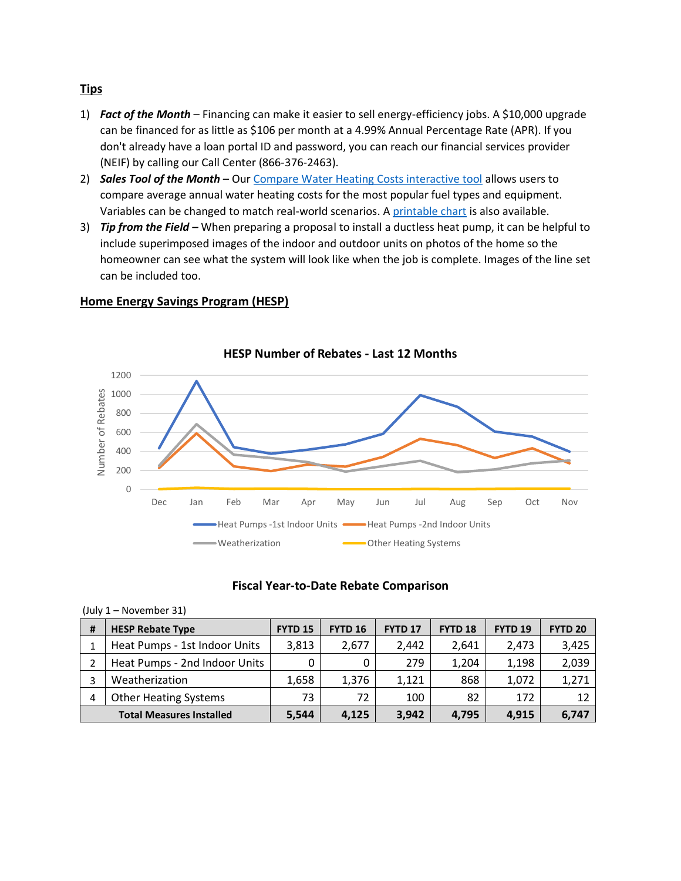## Tips

1) ***Fact of the Month*** – Financing can make it easier to sell energy-efficiency jobs. A $10,000 upgrade can be financed for as little as $106 per month at a 4.99% Annual Percentage Rate (APR). If you don't already have a loan portal ID and password, you can reach our financial services provider (NEIF) by calling our Call Center (866-376-2463).
2) ***Sales Tool of the Month*** – Our Compare Water Heating Costs interactive tool allows users to compare average annual water heating costs for the most popular fuel types and equipment. Variables can be changed to match real-world scenarios. A printable chart is also available.
3) ***Tip from the Field –*** When preparing a proposal to install a ductless heat pump, it can be helpful to include superimposed images of the indoor and outdoor units on photos of the home so the homeowner can see what the system will look like when the job is complete. Images of the line set can be included too.

## Home Energy Savings Program (HESP)

**HESP Number of Rebates - Last 12 Months**

Number of Rebates: 0, 200, 400, 600, 800, 1000, 1200

Dec, Jan, Feb, Mar, Apr, May, Jun, Jul, Aug, Sep, Oct, Nov

Heat Pumps -1st Indoor Units, Heat Pumps -2nd Indoor Units, Weatherization, Other Heating Systems

**Fiscal Year-to-Date Rebate Comparison**

(July 1 – November 31)

| # | HESP Rebate Type | FYTD 15 | FYTD 16 | FYTD 17 | FYTD 18 | FYTD 19 | FYTD 20 |
|---|---|---|---|---|---|---|---|
| 1 | Heat Pumps - 1st Indoor Units | 3,813 | 2,677 | 2,442 | 2,641 | 2,473 | 3,425 |
| 2 | Heat Pumps - 2nd Indoor Units | 0 | 0 | 279 | 1,204 | 1,198 | 2,039 |
| 3 | Weatherization | 1,658 | 1,376 | 1,121 | 868 | 1,072 | 1,271 |
| 4 | Other Heating Systems | 73 | 72 | 100 | 82 | 172 | 12 |
| | **Total Measures Installed** | **5,544** | **4,125** | **3,942** | **4,795** | **4,915** | **6,747** |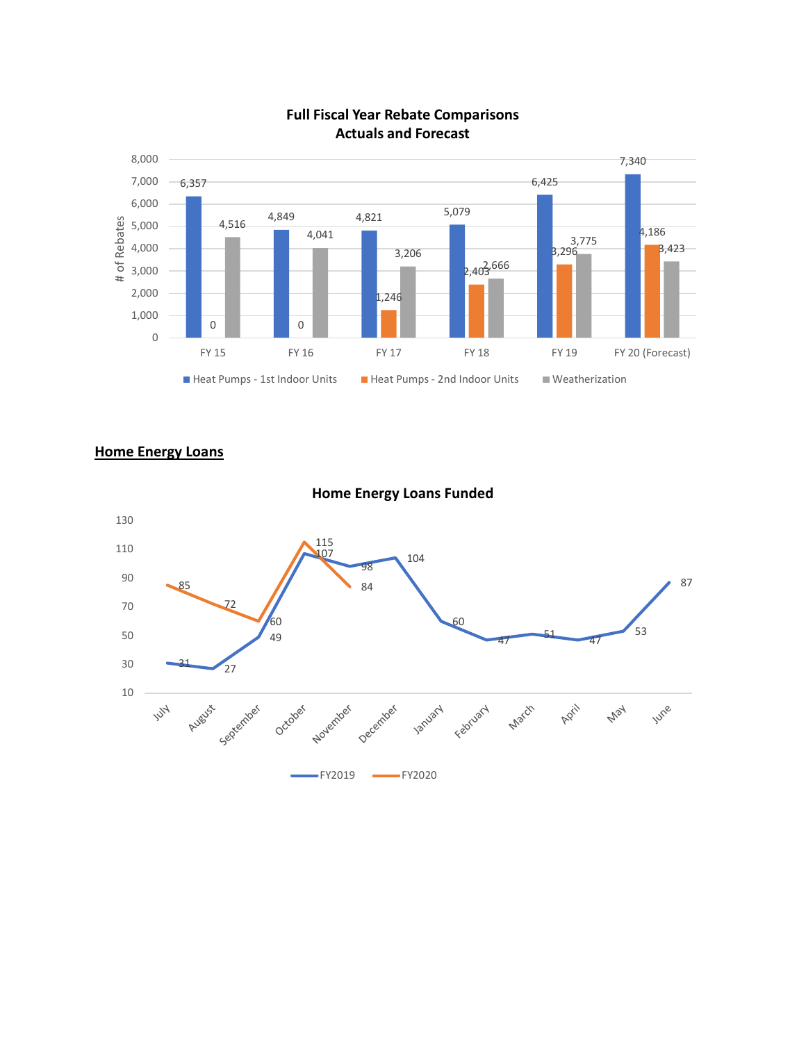**Full Fiscal Year Rebate Comparisons**
**Actuals and Forecast**

8,000
7,000
6,000
5,000
4,000
3,000
2,000
1,000
0

# of Rebates

6,357
0
4,516
4,849
0
4,041
4,821
1,246
3,206
5,079
2,403
2,666
6,425
3,296
3,775
7,340
4,186
3,423

FY 15
FY 16
FY 17
FY 18
FY 19
FY 20 (Forecast)

Heat Pumps - 1st Indoor Units
Heat Pumps - 2nd Indoor Units
Weatherization

## Home Energy Loans

**Home Energy Loans Funded**

130
110
90
70
50
30
10

85
72
60
115
107
98
84
104
60
49
31
27
47
51
47
53
87

July
August
September
October
November
December
January
February
March
April
May
June

FY2019
FY2020